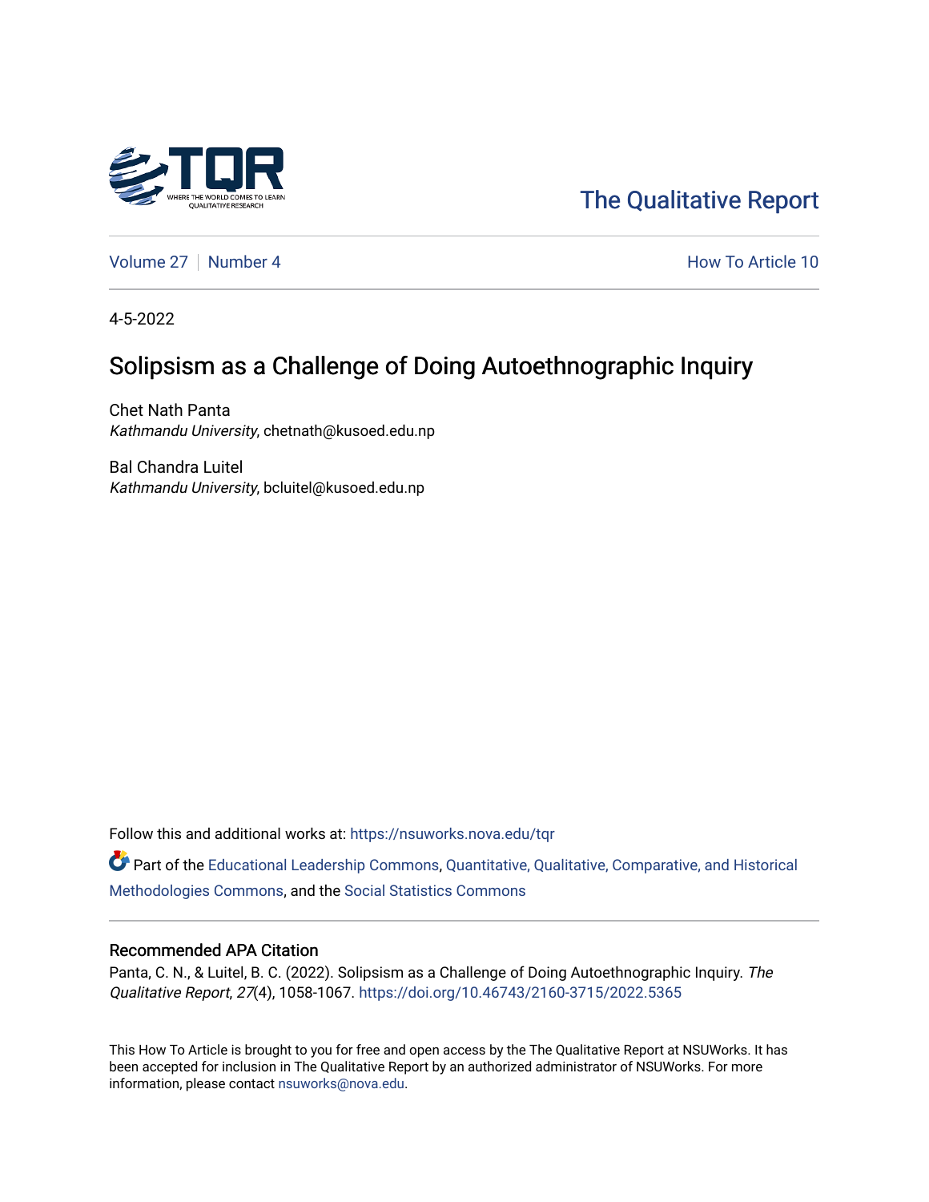The Qualitative Report

Volume 27 | Number 4

How To Article 10

4-5-2022

# Solipsism as a Challenge of Doing Autoethnographic Inquiry

Chet Nath Panta
*Kathmandu University*, chetnath@kusoed.edu.np

Bal Chandra Luitel
*Kathmandu University*, bcluitel@kusoed.edu.np

Follow this and additional works at: https://nsuworks.nova.edu/tqr

Part of the Educational Leadership Commons, Quantitative, Qualitative, Comparative, and Historical Methodologies Commons, and the Social Statistics Commons

## Recommended APA Citation

Panta, C. N., & Luitel, B. C. (2022). Solipsism as a Challenge of Doing Autoethnographic Inquiry. *The Qualitative Report*, *27*(4), 1058-1067. https://doi.org/10.46743/2160-3715/2022.5365

This How To Article is brought to you for free and open access by the The Qualitative Report at NSUWorks. It has been accepted for inclusion in The Qualitative Report by an authorized administrator of NSUWorks. For more information, please contact nsuworks@nova.edu.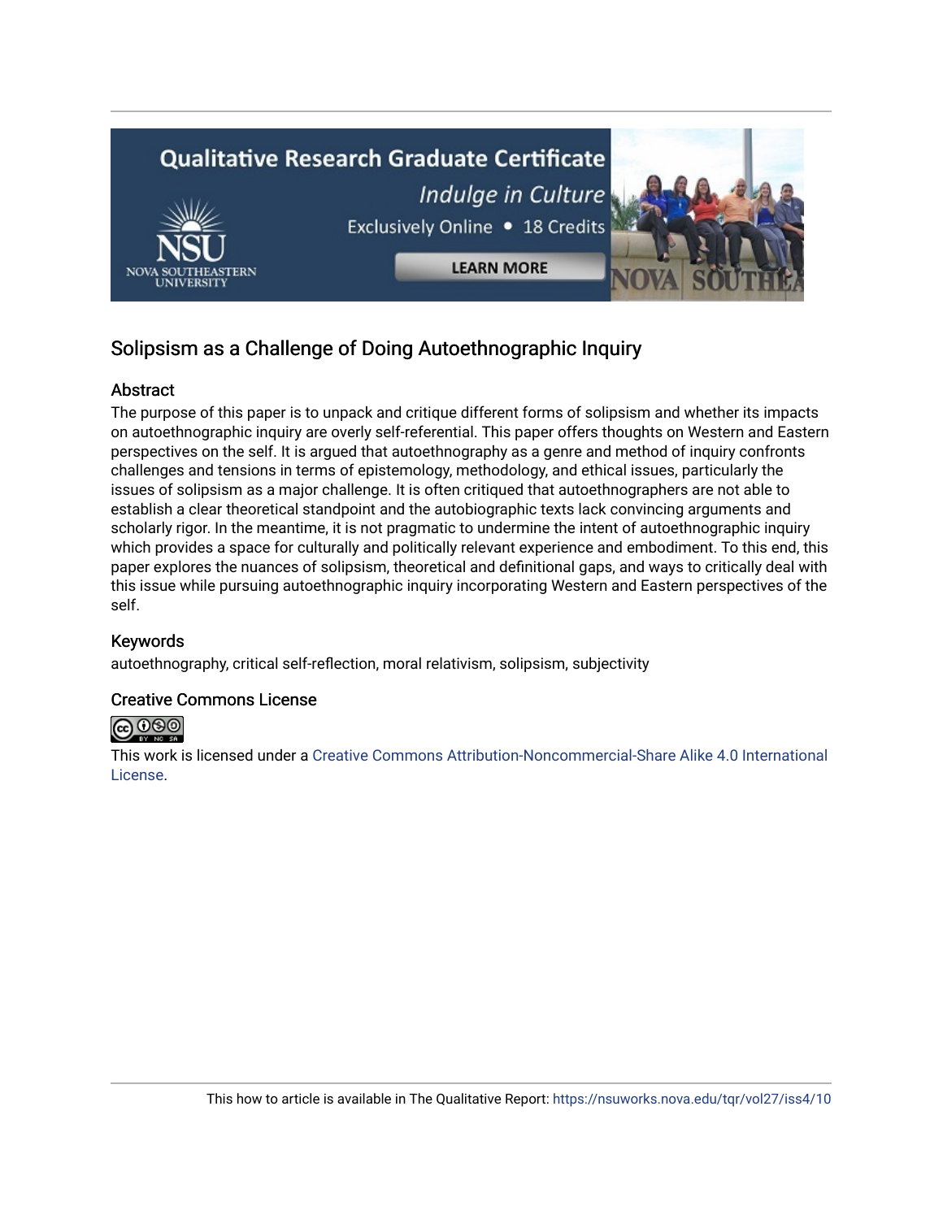## Solipsism as a Challenge of Doing Autoethnographic Inquiry

### Abstract

The purpose of this paper is to unpack and critique different forms of solipsism and whether its impacts on autoethnographic inquiry are overly self-referential. This paper offers thoughts on Western and Eastern perspectives on the self. It is argued that autoethnography as a genre and method of inquiry confronts challenges and tensions in terms of epistemology, methodology, and ethical issues, particularly the issues of solipsism as a major challenge. It is often critiqued that autoethnographers are not able to establish a clear theoretical standpoint and the autobiographic texts lack convincing arguments and scholarly rigor. In the meantime, it is not pragmatic to undermine the intent of autoethnographic inquiry which provides a space for culturally and politically relevant experience and embodiment. To this end, this paper explores the nuances of solipsism, theoretical and definitional gaps, and ways to critically deal with this issue while pursuing autoethnographic inquiry incorporating Western and Eastern perspectives of the self.

### Keywords

autoethnography, critical self-reflection, moral relativism, solipsism, subjectivity

### Creative Commons License

This work is licensed under a Creative Commons Attribution-Noncommercial-Share Alike 4.0 International License.

This how to article is available in The Qualitative Report: https://nsuworks.nova.edu/tqr/vol27/iss4/10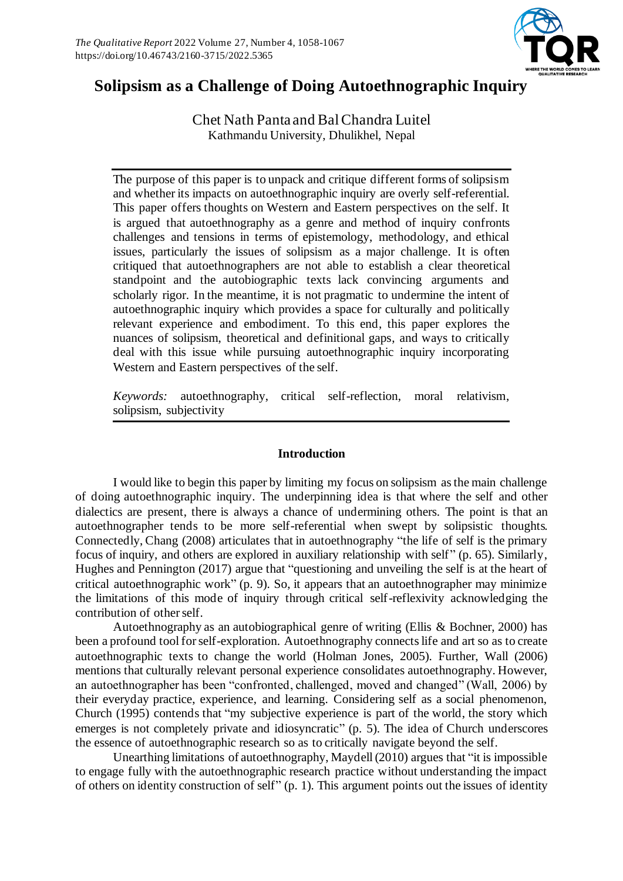# Solipsism as a Challenge of Doing Autoethnographic Inquiry

Chet Nath Panta and Bal Chandra Luitel
Kathmandu University, Dhulikhel, Nepal

The purpose of this paper is to unpack and critique different forms of solipsism and whether its impacts on autoethnographic inquiry are overly self-referential. This paper offers thoughts on Western and Eastern perspectives on the self. It is argued that autoethnography as a genre and method of inquiry confronts challenges and tensions in terms of epistemology, methodology, and ethical issues, particularly the issues of solipsism as a major challenge. It is often critiqued that autoethnographers are not able to establish a clear theoretical standpoint and the autobiographic texts lack convincing arguments and scholarly rigor. In the meantime, it is not pragmatic to undermine the intent of autoethnographic inquiry which provides a space for culturally and politically relevant experience and embodiment. To this end, this paper explores the nuances of solipsism, theoretical and definitional gaps, and ways to critically deal with this issue while pursuing autoethnographic inquiry incorporating Western and Eastern perspectives of the self.

*Keywords:* autoethnography, critical self-reflection, moral relativism, solipsism, subjectivity

## Introduction

I would like to begin this paper by limiting my focus on solipsism as the main challenge of doing autoethnographic inquiry. The underpinning idea is that where the self and other dialectics are present, there is always a chance of undermining others. The point is that an autoethnographer tends to be more self-referential when swept by solipsistic thoughts. Connectedly, Chang (2008) articulates that in autoethnography "the life of self is the primary focus of inquiry, and others are explored in auxiliary relationship with self" (p. 65). Similarly, Hughes and Pennington (2017) argue that "questioning and unveiling the self is at the heart of critical autoethnographic work" (p. 9). So, it appears that an autoethnographer may minimize the limitations of this mode of inquiry through critical self-reflexivity acknowledging the contribution of other self.

Autoethnography as an autobiographical genre of writing (Ellis & Bochner, 2000) has been a profound tool for self-exploration. Autoethnography connects life and art so as to create autoethnographic texts to change the world (Holman Jones, 2005). Further, Wall (2006) mentions that culturally relevant personal experience consolidates autoethnography. However, an autoethnographer has been "confronted, challenged, moved and changed" (Wall, 2006) by their everyday practice, experience, and learning. Considering self as a social phenomenon, Church (1995) contends that "my subjective experience is part of the world, the story which emerges is not completely private and idiosyncratic" (p. 5). The idea of Church underscores the essence of autoethnographic research so as to critically navigate beyond the self.

Unearthing limitations of autoethnography, Maydell (2010) argues that "it is impossible to engage fully with the autoethnographic research practice without understanding the impact of others on identity construction of self" (p. 1). This argument points out the issues of identity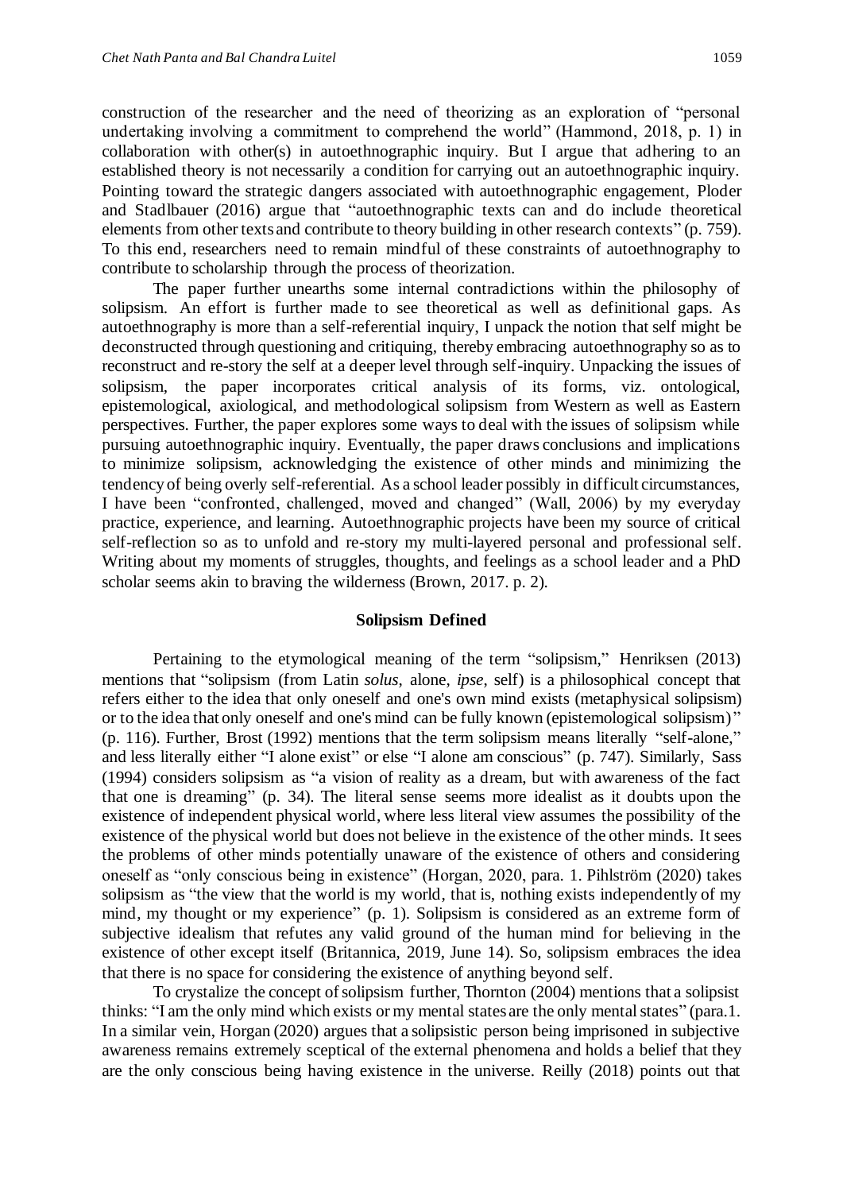construction of the researcher and the need of theorizing as an exploration of "personal undertaking involving a commitment to comprehend the world" (Hammond, 2018, p. 1) in collaboration with other(s) in autoethnographic inquiry. But I argue that adhering to an established theory is not necessarily a condition for carrying out an autoethnographic inquiry. Pointing toward the strategic dangers associated with autoethnographic engagement, Ploder and Stadlbauer (2016) argue that "autoethnographic texts can and do include theoretical elements from other texts and contribute to theory building in other research contexts" (p. 759). To this end, researchers need to remain mindful of these constraints of autoethnography to contribute to scholarship through the process of theorization.

The paper further unearths some internal contradictions within the philosophy of solipsism. An effort is further made to see theoretical as well as definitional gaps. As autoethnography is more than a self-referential inquiry, I unpack the notion that self might be deconstructed through questioning and critiquing, thereby embracing autoethnography so as to reconstruct and re-story the self at a deeper level through self-inquiry. Unpacking the issues of solipsism, the paper incorporates critical analysis of its forms, viz. ontological, epistemological, axiological, and methodological solipsism from Western as well as Eastern perspectives. Further, the paper explores some ways to deal with the issues of solipsism while pursuing autoethnographic inquiry. Eventually, the paper draws conclusions and implications to minimize solipsism, acknowledging the existence of other minds and minimizing the tendency of being overly self-referential. As a school leader possibly in difficult circumstances, I have been "confronted, challenged, moved and changed" (Wall, 2006) by my everyday practice, experience, and learning. Autoethnographic projects have been my source of critical self-reflection so as to unfold and re-story my multi-layered personal and professional self. Writing about my moments of struggles, thoughts, and feelings as a school leader and a PhD scholar seems akin to braving the wilderness (Brown, 2017. p. 2).

## Solipsism Defined

Pertaining to the etymological meaning of the term "solipsism," Henriksen (2013) mentions that "solipsism (from Latin *solus*, alone, *ipse*, self) is a philosophical concept that refers either to the idea that only oneself and one's own mind exists (metaphysical solipsism) or to the idea that only oneself and one's mind can be fully known (epistemological solipsism)" (p. 116). Further, Brost (1992) mentions that the term solipsism means literally "self-alone," and less literally either "I alone exist" or else "I alone am conscious" (p. 747). Similarly, Sass (1994) considers solipsism as "a vision of reality as a dream, but with awareness of the fact that one is dreaming" (p. 34). The literal sense seems more idealist as it doubts upon the existence of independent physical world, where less literal view assumes the possibility of the existence of the physical world but does not believe in the existence of the other minds. It sees the problems of other minds potentially unaware of the existence of others and considering oneself as "only conscious being in existence" (Horgan, 2020, para. 1. Pihlström (2020) takes solipsism as "the view that the world is my world, that is, nothing exists independently of my mind, my thought or my experience" (p. 1). Solipsism is considered as an extreme form of subjective idealism that refutes any valid ground of the human mind for believing in the existence of other except itself (Britannica, 2019, June 14). So, solipsism embraces the idea that there is no space for considering the existence of anything beyond self.

To crystalize the concept of solipsism further, Thornton (2004) mentions that a solipsist thinks: "I am the only mind which exists or my mental states are the only mental states" (para.1. In a similar vein, Horgan (2020) argues that a solipsistic person being imprisoned in subjective awareness remains extremely sceptical of the external phenomena and holds a belief that they are the only conscious being having existence in the universe. Reilly (2018) points out that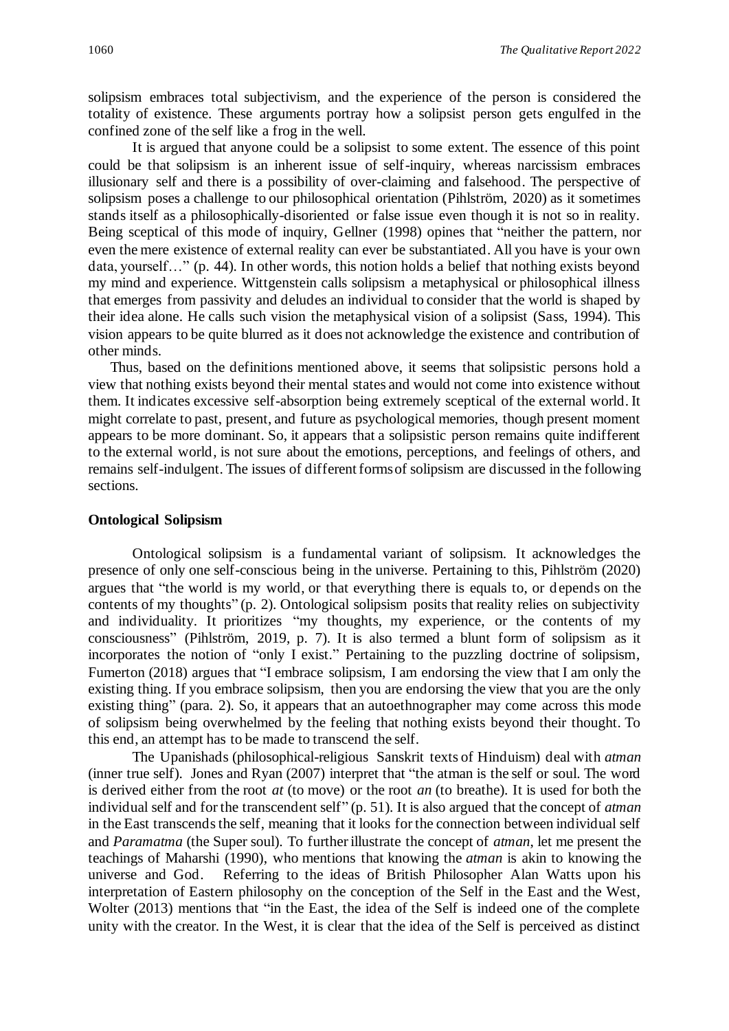solipsism embraces total subjectivism, and the experience of the person is considered the totality of existence. These arguments portray how a solipsist person gets engulfed in the confined zone of the self like a frog in the well.

It is argued that anyone could be a solipsist to some extent. The essence of this point could be that solipsism is an inherent issue of self-inquiry, whereas narcissism embraces illusionary self and there is a possibility of over-claiming and falsehood. The perspective of solipsism poses a challenge to our philosophical orientation (Pihlström, 2020) as it sometimes stands itself as a philosophically-disoriented or false issue even though it is not so in reality. Being sceptical of this mode of inquiry, Gellner (1998) opines that "neither the pattern, nor even the mere existence of external reality can ever be substantiated. All you have is your own data, yourself…" (p. 44). In other words, this notion holds a belief that nothing exists beyond my mind and experience. Wittgenstein calls solipsism a metaphysical or philosophical illness that emerges from passivity and deludes an individual to consider that the world is shaped by their idea alone. He calls such vision the metaphysical vision of a solipsist (Sass, 1994). This vision appears to be quite blurred as it does not acknowledge the existence and contribution of other minds.

Thus, based on the definitions mentioned above, it seems that solipsistic persons hold a view that nothing exists beyond their mental states and would not come into existence without them. It indicates excessive self-absorption being extremely sceptical of the external world. It might correlate to past, present, and future as psychological memories, though present moment appears to be more dominant. So, it appears that a solipsistic person remains quite indifferent to the external world, is not sure about the emotions, perceptions, and feelings of others, and remains self-indulgent. The issues of different forms of solipsism are discussed in the following sections.

### Ontological Solipsism

Ontological solipsism is a fundamental variant of solipsism. It acknowledges the presence of only one self-conscious being in the universe. Pertaining to this, Pihlström (2020) argues that "the world is my world, or that everything there is equals to, or depends on the contents of my thoughts" (p. 2). Ontological solipsism posits that reality relies on subjectivity and individuality. It prioritizes "my thoughts, my experience, or the contents of my consciousness" (Pihlström, 2019, p. 7). It is also termed a blunt form of solipsism as it incorporates the notion of "only I exist." Pertaining to the puzzling doctrine of solipsism, Fumerton (2018) argues that "I embrace solipsism, I am endorsing the view that I am only the existing thing. If you embrace solipsism, then you are endorsing the view that you are the only existing thing" (para. 2). So, it appears that an autoethnographer may come across this mode of solipsism being overwhelmed by the feeling that nothing exists beyond their thought. To this end, an attempt has to be made to transcend the self.

The Upanishads (philosophical-religious Sanskrit texts of Hinduism) deal with *atman* (inner true self). Jones and Ryan (2007) interpret that "the atman is the self or soul. The word is derived either from the root *at* (to move) or the root *an* (to breathe). It is used for both the individual self and for the transcendent self" (p. 51). It is also argued that the concept of *atman* in the East transcends the self, meaning that it looks for the connection between individual self and *Paramatma* (the Super soul). To further illustrate the concept of *atman*, let me present the teachings of Maharshi (1990), who mentions that knowing the *atman* is akin to knowing the universe and God. Referring to the ideas of British Philosopher Alan Watts upon his interpretation of Eastern philosophy on the conception of the Self in the East and the West, Wolter (2013) mentions that "in the East, the idea of the Self is indeed one of the complete unity with the creator. In the West, it is clear that the idea of the Self is perceived as distinct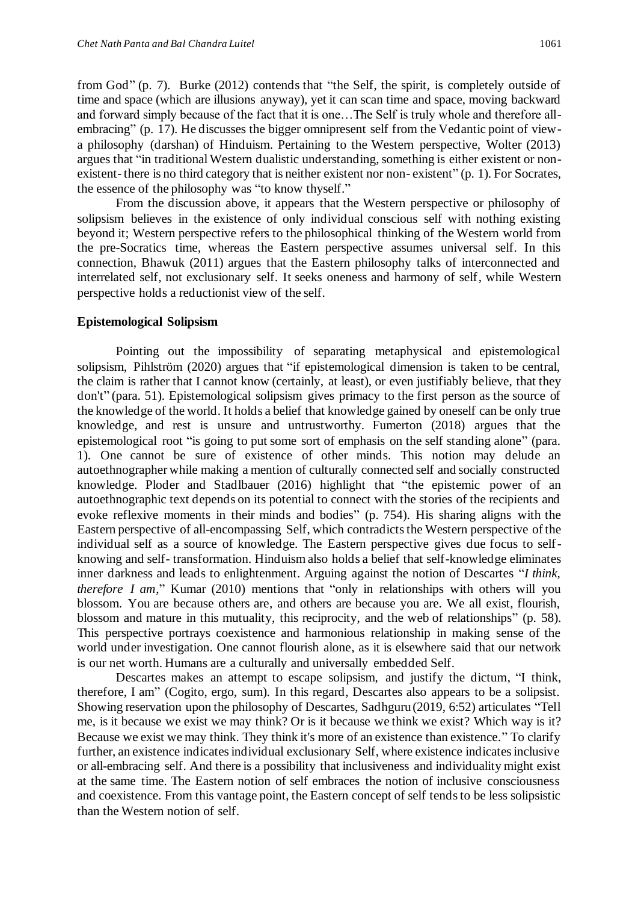from God" (p. 7). Burke (2012) contends that "the Self, the spirit, is completely outside of time and space (which are illusions anyway), yet it can scan time and space, moving backward and forward simply because of the fact that it is one…The Self is truly whole and therefore all-embracing" (p. 17). He discusses the bigger omnipresent self from the Vedantic point of view- a philosophy (darshan) of Hinduism. Pertaining to the Western perspective, Wolter (2013) argues that "in traditional Western dualistic understanding, something is either existent or non-existent- there is no third category that is neither existent nor non- existent" (p. 1). For Socrates, the essence of the philosophy was "to know thyself."

From the discussion above, it appears that the Western perspective or philosophy of solipsism believes in the existence of only individual conscious self with nothing existing beyond it; Western perspective refers to the philosophical thinking of the Western world from the pre-Socratics time, whereas the Eastern perspective assumes universal self. In this connection, Bhawuk (2011) argues that the Eastern philosophy talks of interconnected and interrelated self, not exclusionary self. It seeks oneness and harmony of self, while Western perspective holds a reductionist view of the self.

### Epistemological Solipsism

Pointing out the impossibility of separating metaphysical and epistemological solipsism, Pihlström (2020) argues that "if epistemological dimension is taken to be central, the claim is rather that I cannot know (certainly, at least), or even justifiably believe, that they don't" (para. 51). Epistemological solipsism gives primacy to the first person as the source of the knowledge of the world. It holds a belief that knowledge gained by oneself can be only true knowledge, and rest is unsure and untrustworthy. Fumerton (2018) argues that the epistemological root "is going to put some sort of emphasis on the self standing alone" (para. 1). One cannot be sure of existence of other minds. This notion may delude an autoethnographer while making a mention of culturally connected self and socially constructed knowledge. Ploder and Stadlbauer (2016) highlight that "the epistemic power of an autoethnographic text depends on its potential to connect with the stories of the recipients and evoke reflexive moments in their minds and bodies" (p. 754). His sharing aligns with the Eastern perspective of all-encompassing Self, which contradicts the Western perspective of the individual self as a source of knowledge. The Eastern perspective gives due focus to self-knowing and self- transformation. Hinduism also holds a belief that self-knowledge eliminates inner darkness and leads to enlightenment. Arguing against the notion of Descartes "*I think, therefore I am*," Kumar (2010) mentions that "only in relationships with others will you blossom. You are because others are, and others are because you are. We all exist, flourish, blossom and mature in this mutuality, this reciprocity, and the web of relationships" (p. 58). This perspective portrays coexistence and harmonious relationship in making sense of the world under investigation. One cannot flourish alone, as it is elsewhere said that our network is our net worth. Humans are a culturally and universally embedded Self.

Descartes makes an attempt to escape solipsism, and justify the dictum, "I think, therefore, I am" (Cogito, ergo, sum). In this regard, Descartes also appears to be a solipsist. Showing reservation upon the philosophy of Descartes, Sadhguru (2019, 6:52) articulates "Tell me, is it because we exist we may think? Or is it because we think we exist? Which way is it? Because we exist we may think. They think it's more of an existence than existence." To clarify further, an existence indicates individual exclusionary Self, where existence indicates inclusive or all-embracing self. And there is a possibility that inclusiveness and individuality might exist at the same time. The Eastern notion of self embraces the notion of inclusive consciousness and coexistence. From this vantage point, the Eastern concept of self tends to be less solipsistic than the Western notion of self.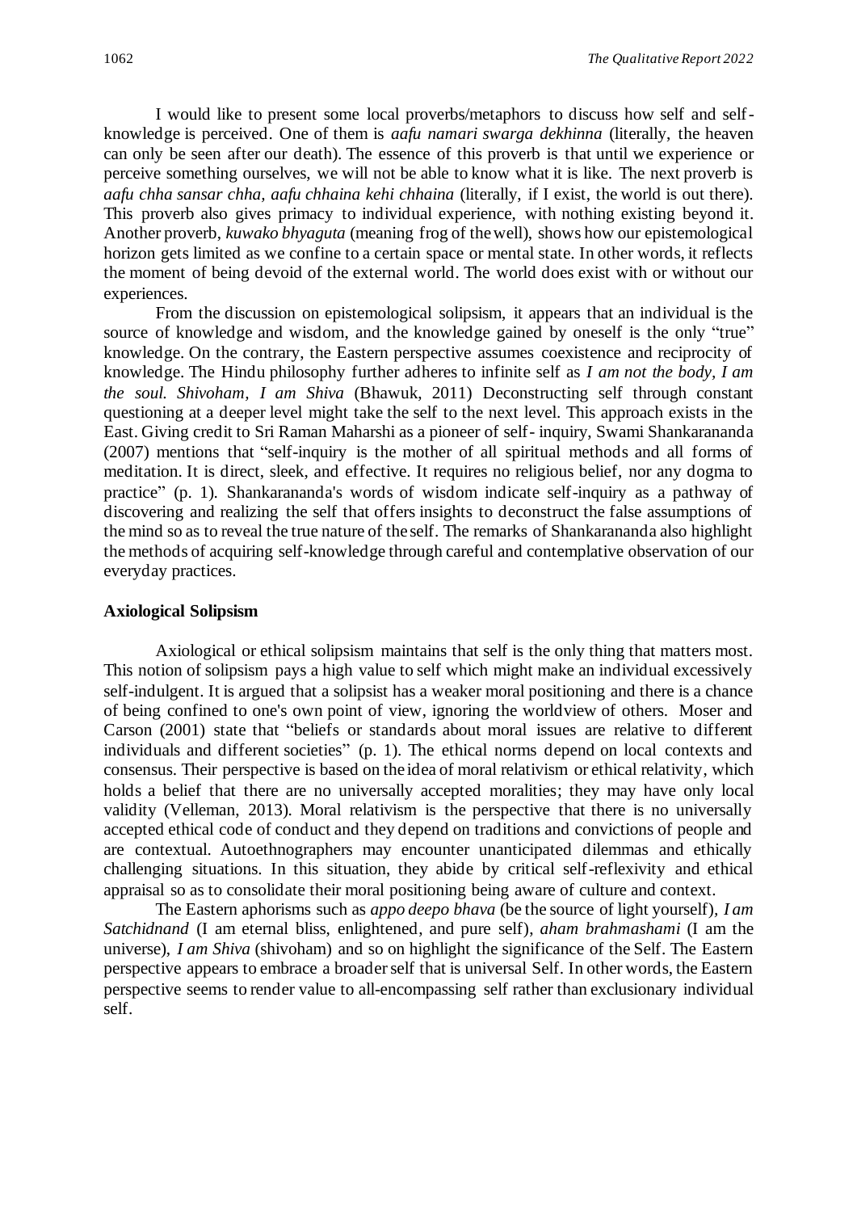I would like to present some local proverbs/metaphors to discuss how self and self-knowledge is perceived. One of them is *aafu namari swarga dekhinna* (literally, the heaven can only be seen after our death). The essence of this proverb is that until we experience or perceive something ourselves, we will not be able to know what it is like. The next proverb is *aafu chha sansar chha, aafu chhaina kehi chhaina* (literally, if I exist, the world is out there). This proverb also gives primacy to individual experience, with nothing existing beyond it. Another proverb, *kuwako bhyaguta* (meaning frog of the well), shows how our epistemological horizon gets limited as we confine to a certain space or mental state. In other words, it reflects the moment of being devoid of the external world. The world does exist with or without our experiences.

From the discussion on epistemological solipsism, it appears that an individual is the source of knowledge and wisdom, and the knowledge gained by oneself is the only "true" knowledge. On the contrary, the Eastern perspective assumes coexistence and reciprocity of knowledge. The Hindu philosophy further adheres to infinite self as *I am not the body, I am the soul. Shivoham, I am Shiva* (Bhawuk, 2011) Deconstructing self through constant questioning at a deeper level might take the self to the next level. This approach exists in the East. Giving credit to Sri Raman Maharshi as a pioneer of self- inquiry, Swami Shankarananda (2007) mentions that "self-inquiry is the mother of all spiritual methods and all forms of meditation. It is direct, sleek, and effective. It requires no religious belief, nor any dogma to practice" (p. 1). Shankarananda's words of wisdom indicate self-inquiry as a pathway of discovering and realizing the self that offers insights to deconstruct the false assumptions of the mind so as to reveal the true nature of the self. The remarks of Shankarananda also highlight the methods of acquiring self-knowledge through careful and contemplative observation of our everyday practices.

**Axiological Solipsism**

Axiological or ethical solipsism maintains that self is the only thing that matters most. This notion of solipsism pays a high value to self which might make an individual excessively self-indulgent. It is argued that a solipsist has a weaker moral positioning and there is a chance of being confined to one's own point of view, ignoring the worldview of others. Moser and Carson (2001) state that "beliefs or standards about moral issues are relative to different individuals and different societies" (p. 1). The ethical norms depend on local contexts and consensus. Their perspective is based on the idea of moral relativism or ethical relativity, which holds a belief that there are no universally accepted moralities; they may have only local validity (Velleman, 2013). Moral relativism is the perspective that there is no universally accepted ethical code of conduct and they depend on traditions and convictions of people and are contextual. Autoethnographers may encounter unanticipated dilemmas and ethically challenging situations. In this situation, they abide by critical self-reflexivity and ethical appraisal so as to consolidate their moral positioning being aware of culture and context.

The Eastern aphorisms such as *appo deepo bhava* (be the source of light yourself), *I am Satchidnand* (I am eternal bliss, enlightened, and pure self), *aham brahmashami* (I am the universe), *I am Shiva* (shivoham) and so on highlight the significance of the Self. The Eastern perspective appears to embrace a broader self that is universal Self. In other words, the Eastern perspective seems to render value to all-encompassing self rather than exclusionary individual self.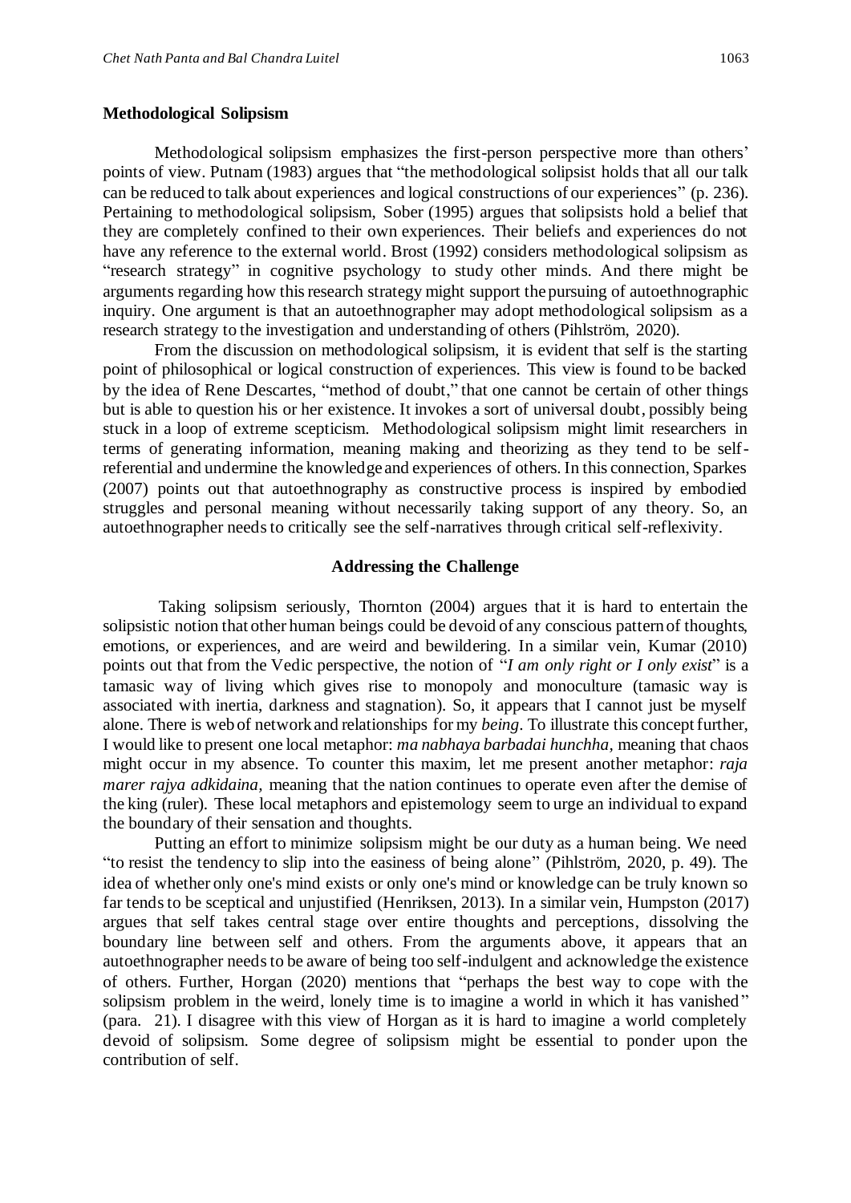### Methodological Solipsism

Methodological solipsism emphasizes the first-person perspective more than others' points of view. Putnam (1983) argues that "the methodological solipsist holds that all our talk can be reduced to talk about experiences and logical constructions of our experiences" (p. 236). Pertaining to methodological solipsism, Sober (1995) argues that solipsists hold a belief that they are completely confined to their own experiences. Their beliefs and experiences do not have any reference to the external world. Brost (1992) considers methodological solipsism as "research strategy" in cognitive psychology to study other minds. And there might be arguments regarding how this research strategy might support the pursuing of autoethnographic inquiry. One argument is that an autoethnographer may adopt methodological solipsism as a research strategy to the investigation and understanding of others (Pihlström, 2020).

From the discussion on methodological solipsism, it is evident that self is the starting point of philosophical or logical construction of experiences. This view is found to be backed by the idea of Rene Descartes, "method of doubt," that one cannot be certain of other things but is able to question his or her existence. It invokes a sort of universal doubt, possibly being stuck in a loop of extreme scepticism. Methodological solipsism might limit researchers in terms of generating information, meaning making and theorizing as they tend to be self-referential and undermine the knowledge and experiences of others. In this connection, Sparkes (2007) points out that autoethnography as constructive process is inspired by embodied struggles and personal meaning without necessarily taking support of any theory. So, an autoethnographer needs to critically see the self-narratives through critical self-reflexivity.

### Addressing the Challenge

Taking solipsism seriously, Thornton (2004) argues that it is hard to entertain the solipsistic notion that other human beings could be devoid of any conscious pattern of thoughts, emotions, or experiences, and are weird and bewildering. In a similar vein, Kumar (2010) points out that from the Vedic perspective, the notion of "*I am only right or I only exist*" is a tamasic way of living which gives rise to monopoly and monoculture (tamasic way is associated with inertia, darkness and stagnation). So, it appears that I cannot just be myself alone. There is web of network and relationships for my *being*. To illustrate this concept further, I would like to present one local metaphor: *ma nabhaya barbadai hunchha*, meaning that chaos might occur in my absence. To counter this maxim, let me present another metaphor: *raja marer rajya adkidaina*, meaning that the nation continues to operate even after the demise of the king (ruler). These local metaphors and epistemology seem to urge an individual to expand the boundary of their sensation and thoughts.

Putting an effort to minimize solipsism might be our duty as a human being. We need "to resist the tendency to slip into the easiness of being alone" (Pihlström, 2020, p. 49). The idea of whether only one's mind exists or only one's mind or knowledge can be truly known so far tends to be sceptical and unjustified (Henriksen, 2013). In a similar vein, Humpston (2017) argues that self takes central stage over entire thoughts and perceptions, dissolving the boundary line between self and others. From the arguments above, it appears that an autoethnographer needs to be aware of being too self-indulgent and acknowledge the existence of others. Further, Horgan (2020) mentions that "perhaps the best way to cope with the solipsism problem in the weird, lonely time is to imagine a world in which it has vanished" (para. 21). I disagree with this view of Horgan as it is hard to imagine a world completely devoid of solipsism. Some degree of solipsism might be essential to ponder upon the contribution of self.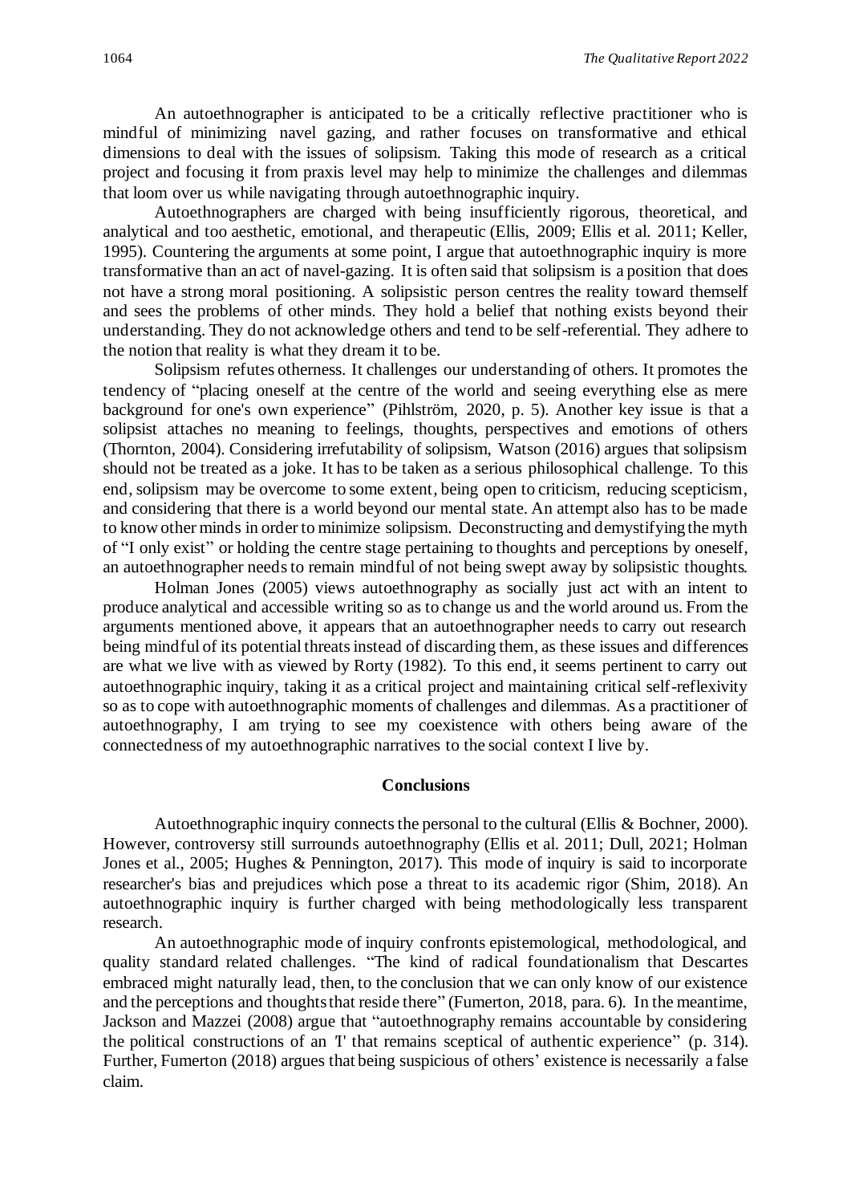An autoethnographer is anticipated to be a critically reflective practitioner who is mindful of minimizing navel gazing, and rather focuses on transformative and ethical dimensions to deal with the issues of solipsism. Taking this mode of research as a critical project and focusing it from praxis level may help to minimize the challenges and dilemmas that loom over us while navigating through autoethnographic inquiry.

Autoethnographers are charged with being insufficiently rigorous, theoretical, and analytical and too aesthetic, emotional, and therapeutic (Ellis, 2009; Ellis et al. 2011; Keller, 1995). Countering the arguments at some point, I argue that autoethnographic inquiry is more transformative than an act of navel-gazing. It is often said that solipsism is a position that does not have a strong moral positioning. A solipsistic person centres the reality toward themself and sees the problems of other minds. They hold a belief that nothing exists beyond their understanding. They do not acknowledge others and tend to be self-referential. They adhere to the notion that reality is what they dream it to be.

Solipsism refutes otherness. It challenges our understanding of others. It promotes the tendency of "placing oneself at the centre of the world and seeing everything else as mere background for one's own experience" (Pihlström, 2020, p. 5). Another key issue is that a solipsist attaches no meaning to feelings, thoughts, perspectives and emotions of others (Thornton, 2004). Considering irrefutability of solipsism, Watson (2016) argues that solipsism should not be treated as a joke. It has to be taken as a serious philosophical challenge. To this end, solipsism may be overcome to some extent, being open to criticism, reducing scepticism, and considering that there is a world beyond our mental state. An attempt also has to be made to know other minds in order to minimize solipsism. Deconstructing and demystifying the myth of "I only exist" or holding the centre stage pertaining to thoughts and perceptions by oneself, an autoethnographer needs to remain mindful of not being swept away by solipsistic thoughts.

Holman Jones (2005) views autoethnography as socially just act with an intent to produce analytical and accessible writing so as to change us and the world around us. From the arguments mentioned above, it appears that an autoethnographer needs to carry out research being mindful of its potential threats instead of discarding them, as these issues and differences are what we live with as viewed by Rorty (1982). To this end, it seems pertinent to carry out autoethnographic inquiry, taking it as a critical project and maintaining critical self-reflexivity so as to cope with autoethnographic moments of challenges and dilemmas. As a practitioner of autoethnography, I am trying to see my coexistence with others being aware of the connectedness of my autoethnographic narratives to the social context I live by.

## Conclusions

Autoethnographic inquiry connects the personal to the cultural (Ellis & Bochner, 2000). However, controversy still surrounds autoethnography (Ellis et al. 2011; Dull, 2021; Holman Jones et al., 2005; Hughes & Pennington, 2017). This mode of inquiry is said to incorporate researcher's bias and prejudices which pose a threat to its academic rigor (Shim, 2018). An autoethnographic inquiry is further charged with being methodologically less transparent research.

An autoethnographic mode of inquiry confronts epistemological, methodological, and quality standard related challenges. "The kind of radical foundationalism that Descartes embraced might naturally lead, then, to the conclusion that we can only know of our existence and the perceptions and thoughts that reside there" (Fumerton, 2018, para. 6). In the meantime, Jackson and Mazzei (2008) argue that "autoethnography remains accountable by considering the political constructions of an 'I' that remains sceptical of authentic experience" (p. 314). Further, Fumerton (2018) argues that being suspicious of others' existence is necessarily a false claim.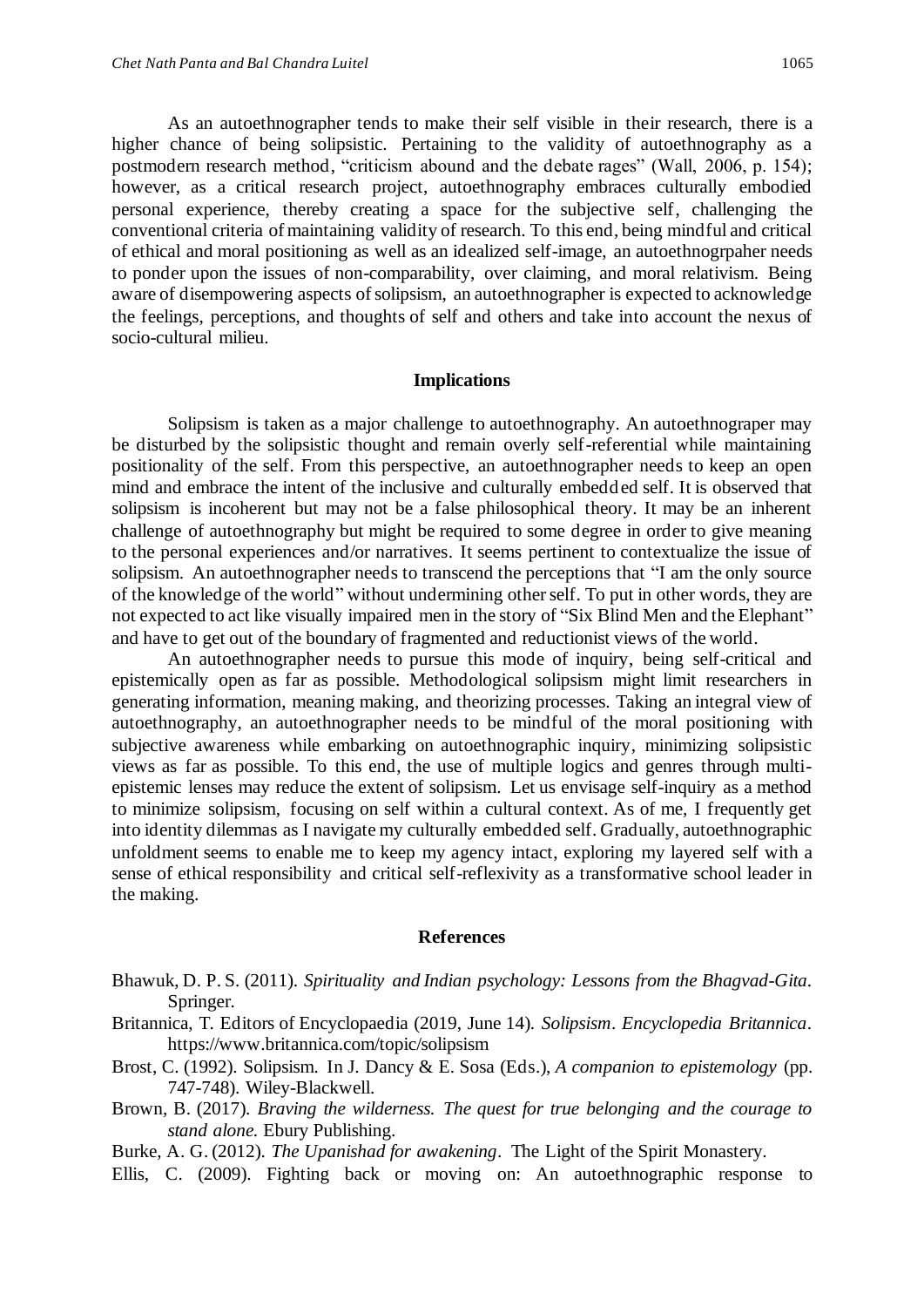As an autoethnographer tends to make their self visible in their research, there is a higher chance of being solipsistic. Pertaining to the validity of autoethnography as a postmodern research method, "criticism abound and the debate rages" (Wall, 2006, p. 154); however, as a critical research project, autoethnography embraces culturally embodied personal experience, thereby creating a space for the subjective self, challenging the conventional criteria of maintaining validity of research. To this end, being mindful and critical of ethical and moral positioning as well as an idealized self-image, an autoethnogrpaher needs to ponder upon the issues of non-comparability, over claiming, and moral relativism. Being aware of disempowering aspects of solipsism, an autoethnographer is expected to acknowledge the feelings, perceptions, and thoughts of self and others and take into account the nexus of socio-cultural milieu.

## Implications

Solipsism is taken as a major challenge to autoethnography. An autoethnograper may be disturbed by the solipsistic thought and remain overly self-referential while maintaining positionality of the self. From this perspective, an autoethnographer needs to keep an open mind and embrace the intent of the inclusive and culturally embedded self. It is observed that solipsism is incoherent but may not be a false philosophical theory. It may be an inherent challenge of autoethnography but might be required to some degree in order to give meaning to the personal experiences and/or narratives. It seems pertinent to contextualize the issue of solipsism. An autoethnographer needs to transcend the perceptions that "I am the only source of the knowledge of the world" without undermining other self. To put in other words, they are not expected to act like visually impaired men in the story of "Six Blind Men and the Elephant" and have to get out of the boundary of fragmented and reductionist views of the world.

An autoethnographer needs to pursue this mode of inquiry, being self-critical and epistemically open as far as possible. Methodological solipsism might limit researchers in generating information, meaning making, and theorizing processes. Taking an integral view of autoethnography, an autoethnographer needs to be mindful of the moral positioning with subjective awareness while embarking on autoethnographic inquiry, minimizing solipsistic views as far as possible. To this end, the use of multiple logics and genres through multi-epistemic lenses may reduce the extent of solipsism. Let us envisage self-inquiry as a method to minimize solipsism, focusing on self within a cultural context. As of me, I frequently get into identity dilemmas as I navigate my culturally embedded self. Gradually, autoethnographic unfoldment seems to enable me to keep my agency intact, exploring my layered self with a sense of ethical responsibility and critical self-reflexivity as a transformative school leader in the making.

## References

Bhawuk, D. P. S. (2011). *Spirituality and Indian psychology: Lessons from the Bhagvad-Gita*. Springer.

Britannica, T. Editors of Encyclopaedia (2019, June 14). *Solipsism*. *Encyclopedia Britannica*. https://www.britannica.com/topic/solipsism

Brost, C. (1992). Solipsism. In J. Dancy & E. Sosa (Eds.), *A companion to epistemology* (pp. 747-748). Wiley-Blackwell.

Brown, B. (2017). *Braving the wilderness. The quest for true belonging and the courage to stand alone.* Ebury Publishing.

Burke, A. G. (2012). *The Upanishad for awakening*. The Light of the Spirit Monastery.

Ellis, C. (2009). Fighting back or moving on: An autoethnographic response to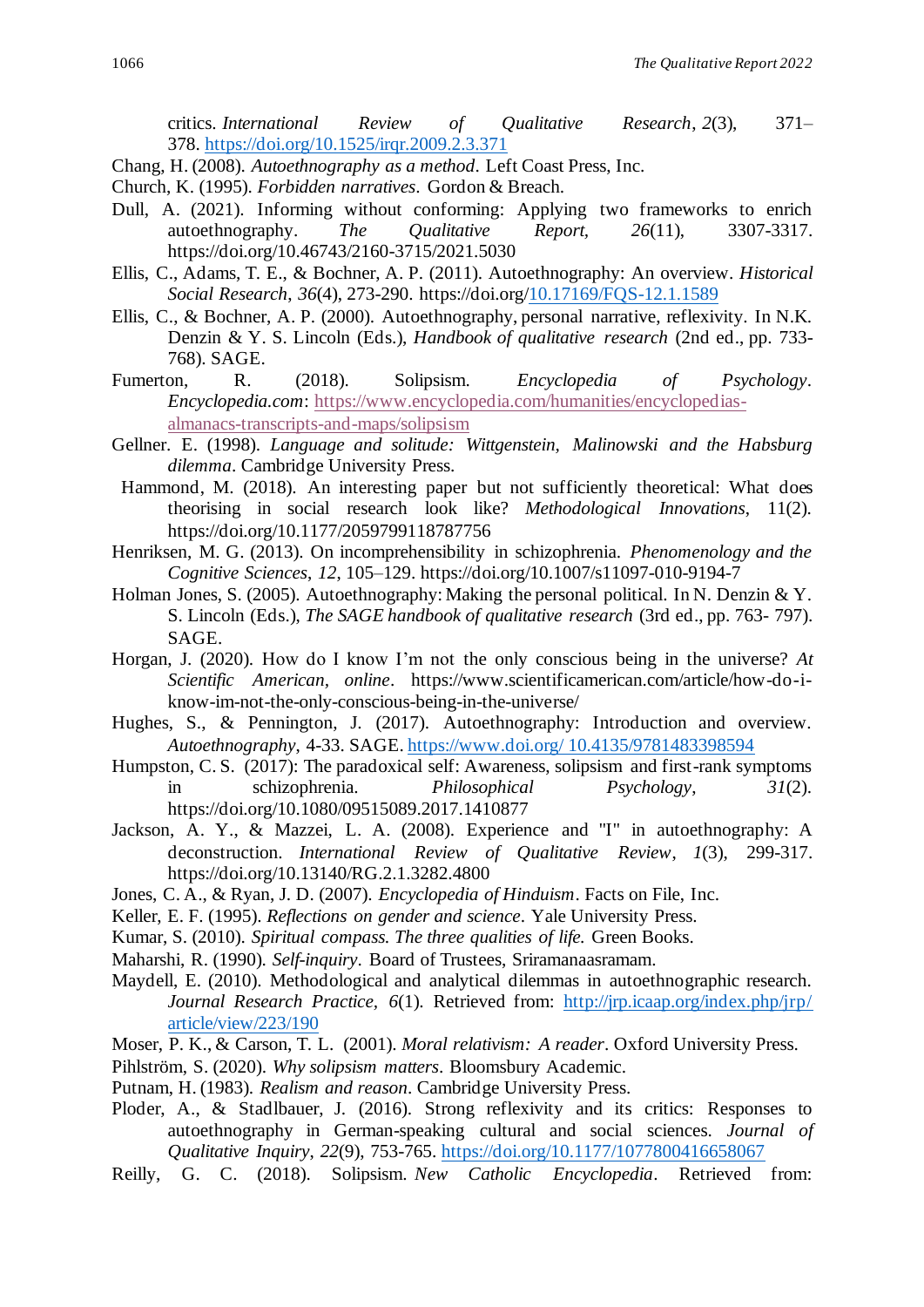critics. *International Review of Qualitative Research*, *2*(3), 371–378. https://doi.org/10.1525/irqr.2009.2.3.371

Chang, H. (2008). *Autoethnography as a method*. Left Coast Press, Inc.

Church, K. (1995). *Forbidden narratives*. Gordon & Breach.

Dull, A. (2021). Informing without conforming: Applying two frameworks to enrich autoethnography. *The Qualitative Report*, *26*(11), 3307-3317. https://doi.org/10.46743/2160-3715/2021.5030

Ellis, C., Adams, T. E., & Bochner, A. P. (2011). Autoethnography: An overview. *Historical Social Research*, *36*(4), 273-290. https://doi.org/10.17169/FQS-12.1.1589

Ellis, C., & Bochner, A. P. (2000). Autoethnography, personal narrative, reflexivity. In N.K. Denzin & Y. S. Lincoln (Eds.), *Handbook of qualitative research* (2nd ed., pp. 733-768). SAGE.

Fumerton, R. (2018). Solipsism. *Encyclopedia of Psychology*. *Encyclopedia.com*: https://www.encyclopedia.com/humanities/encyclopedias-almanacs-transcripts-and-maps/solipsism

Gellner. E. (1998). *Language and solitude: Wittgenstein, Malinowski and the Habsburg dilemma*. Cambridge University Press.

Hammond, M. (2018). An interesting paper but not sufficiently theoretical: What does theorising in social research look like? *Methodological Innovations*, 11(2). https://doi.org/10.1177/2059799118787756

Henriksen, M. G. (2013). On incomprehensibility in schizophrenia. *Phenomenology and the Cognitive Sciences*, *12*, 105–129. https://doi.org/10.1007/s11097-010-9194-7

Holman Jones, S. (2005). Autoethnography: Making the personal political. In N. Denzin & Y. S. Lincoln (Eds.), *The SAGE handbook of qualitative research* (3rd ed., pp. 763- 797). SAGE.

Horgan, J. (2020). How do I know I'm not the only conscious being in the universe? *At Scientific American, online*. https://www.scientificamerican.com/article/how-do-i-know-im-not-the-only-conscious-being-in-the-universe/

Hughes, S., & Pennington, J. (2017). Autoethnography: Introduction and overview. *Autoethnography*, 4-33. SAGE. https://www.doi.org/ 10.4135/9781483398594

Humpston, C. S. (2017): The paradoxical self: Awareness, solipsism and first-rank symptoms in schizophrenia. *Philosophical Psychology*, *31*(2). https://doi.org/10.1080/09515089.2017.1410877

Jackson, A. Y., & Mazzei, L. A. (2008). Experience and "I" in autoethnography: A deconstruction. *International Review of Qualitative Review*, *1*(3), 299-317. https://doi.org/10.13140/RG.2.1.3282.4800

Jones, C. A., & Ryan, J. D. (2007). *Encyclopedia of Hinduism*. Facts on File, Inc.

Keller, E. F. (1995). *Reflections on gender and science*. Yale University Press.

Kumar, S. (2010). *Spiritual compass. The three qualities of life.* Green Books.

Maharshi, R. (1990). *Self-inquiry*. Board of Trustees, Sriramanaasramam.

Maydell, E. (2010). Methodological and analytical dilemmas in autoethnographic research. *Journal Research Practice*, *6*(1). Retrieved from: http://jrp.icaap.org/index.php/jrp/article/view/223/190

Moser, P. K., & Carson, T. L. (2001). *Moral relativism: A reader*. Oxford University Press.

Pihlström, S. (2020). *Why solipsism matters*. Bloomsbury Academic.

Putnam, H. (1983). *Realism and reason*. Cambridge University Press.

Ploder, A., & Stadlbauer, J. (2016). Strong reflexivity and its critics: Responses to autoethnography in German-speaking cultural and social sciences. *Journal of Qualitative Inquiry*, *22*(9), 753-765. https://doi.org/10.1177/1077800416658067

Reilly, G. C. (2018). Solipsism. *New Catholic Encyclopedia*. Retrieved from: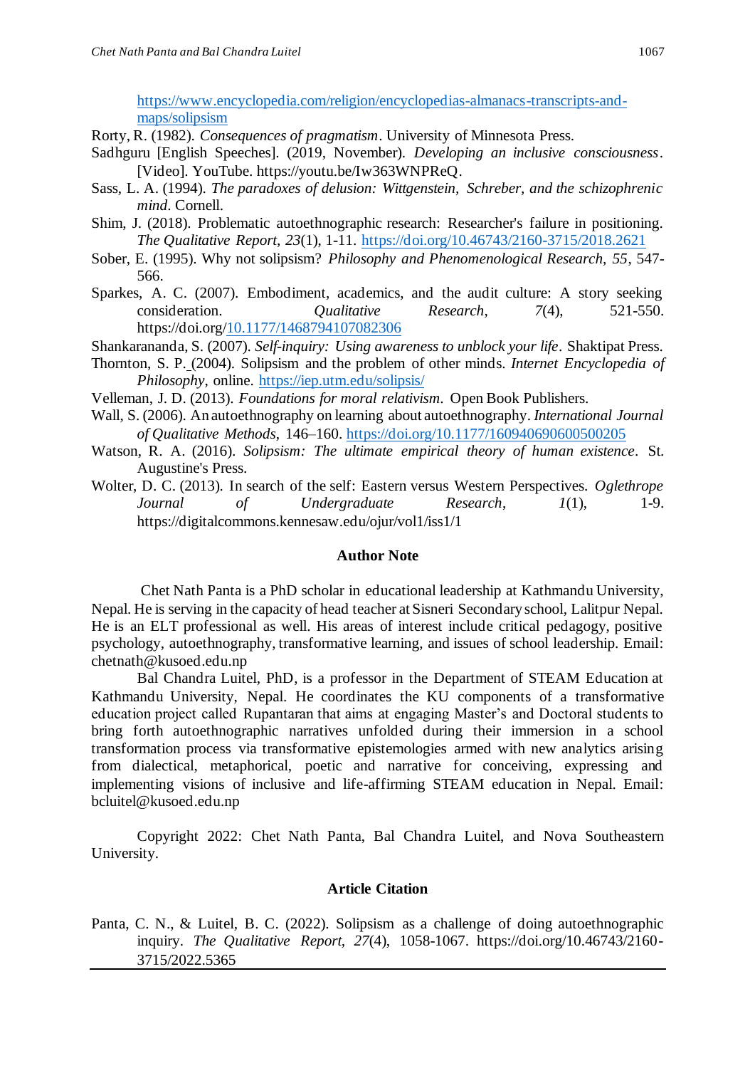https://www.encyclopedia.com/religion/encyclopedias-almanacs-transcripts-and-maps/solipsism

Rorty, R. (1982). *Consequences of pragmatism*. University of Minnesota Press.

Sadhguru [English Speeches]. (2019, November). *Developing an inclusive consciousness*. [Video]. YouTube. https://youtu.be/Iw363WNPReQ.

Sass, L. A. (1994). *The paradoxes of delusion: Wittgenstein, Schreber, and the schizophrenic mind*. Cornell.

Shim, J. (2018). Problematic autoethnographic research: Researcher's failure in positioning. *The Qualitative Report*, *23*(1), 1-11. https://doi.org/10.46743/2160-3715/2018.2621

Sober, E. (1995). Why not solipsism? *Philosophy and Phenomenological Research, 55*, 547-566.

Sparkes, A. C. (2007). Embodiment, academics, and the audit culture: A story seeking consideration. *Qualitative Research*, *7*(4), 521-550. https://doi.org/10.1177/1468794107082306

Shankarananda, S. (2007). *Self-inquiry: Using awareness to unblock your life*. Shaktipat Press.

Thornton, S. P. (2004). Solipsism and the problem of other minds. *Internet Encyclopedia of Philosophy*, online. https://iep.utm.edu/solipsis/

Velleman, J. D. (2013). *Foundations for moral relativism*. Open Book Publishers.

Wall, S. (2006). An autoethnography on learning about autoethnography. *International Journal of Qualitative Methods*, 146–160. https://doi.org/10.1177/160940690600500205

Watson, R. A. (2016). *Solipsism: The ultimate empirical theory of human existence*. St. Augustine's Press.

Wolter, D. C. (2013). In search of the self: Eastern versus Western Perspectives. *Oglethrope Journal of Undergraduate Research*, *1*(1), 1-9. https://digitalcommons.kennesaw.edu/ojur/vol1/iss1/1

## Author Note

Chet Nath Panta is a PhD scholar in educational leadership at Kathmandu University, Nepal. He is serving in the capacity of head teacher at Sisneri Secondary school, Lalitpur Nepal. He is an ELT professional as well. His areas of interest include critical pedagogy, positive psychology, autoethnography, transformative learning, and issues of school leadership. Email: chetnath@kusoed.edu.np

Bal Chandra Luitel, PhD, is a professor in the Department of STEAM Education at Kathmandu University, Nepal. He coordinates the KU components of a transformative education project called Rupantaran that aims at engaging Master's and Doctoral students to bring forth autoethnographic narratives unfolded during their immersion in a school transformation process via transformative epistemologies armed with new analytics arising from dialectical, metaphorical, poetic and narrative for conceiving, expressing and implementing visions of inclusive and life-affirming STEAM education in Nepal. Email: bcluitel@kusoed.edu.np

Copyright 2022: Chet Nath Panta, Bal Chandra Luitel, and Nova Southeastern University.

## Article Citation

Panta, C. N., & Luitel, B. C. (2022). Solipsism as a challenge of doing autoethnographic inquiry. *The Qualitative Report, 27*(4), 1058-1067. https://doi.org/10.46743/2160-3715/2022.5365